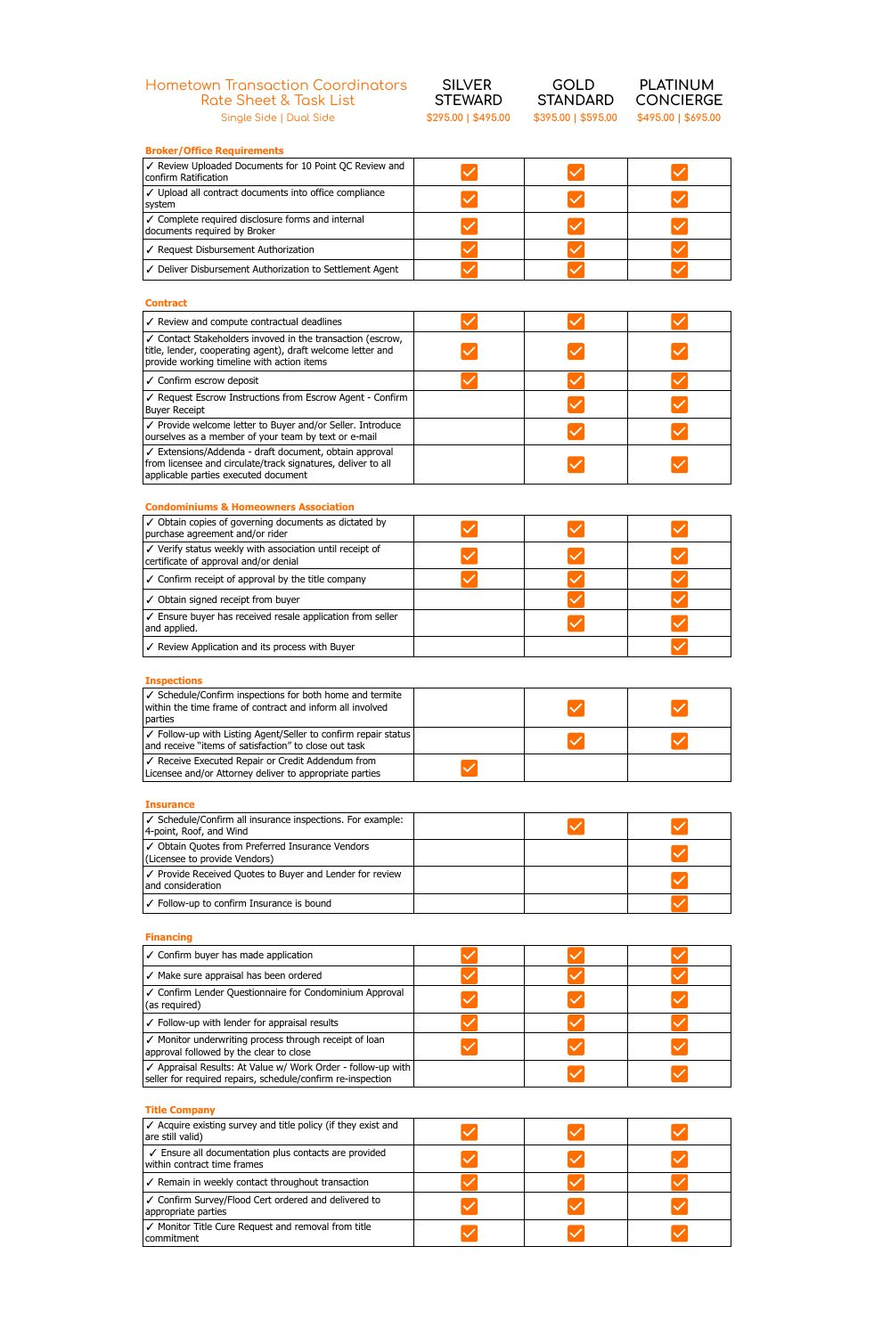# Hometown Transaction Coordinators

## Rate Sheet & Task List

Single Side | Dual Side

| | SILVER STEWARD | GOLD STANDARD | PLATINUM CONCIERGE |
|---|---|---|---|
| | $295.00 \| $495.00 | $395.00 \| $595.00 | $495.00 \| $695.00 |

### Broker/Office Requirements

| Task | Silver Steward | Gold Standard | Platinum Concierge |
|---|---|---|---|
| ✓ Review Uploaded Documents for 10 Point QC Review and confirm Ratification | ✓ | ✓ | ✓ |
| ✓ Upload all contract documents into office compliance system | ✓ | ✓ | ✓ |
| ✓ Complete required disclosure forms and internal documents required by Broker | ✓ | ✓ | ✓ |
| ✓ Request Disbursement Authorization | ✓ | ✓ | ✓ |
| ✓ Deliver Disbursement Authorization to Settlement Agent | ✓ | ✓ | ✓ |

### Contract

| Task | Silver Steward | Gold Standard | Platinum Concierge |
|---|---|---|---|
| ✓ Review and compute contractual deadlines | ✓ | ✓ | ✓ |
| ✓ Contact Stakeholders invoved in the transaction (escrow, title, lender, cooperating agent), draft welcome letter and provide working timeline with action items | ✓ | ✓ | ✓ |
| ✓ Confirm escrow deposit | ✓ | ✓ | ✓ |
| ✓ Request Escrow Instructions from Escrow Agent - Confirm Buyer Receipt | | ✓ | ✓ |
| ✓ Provide welcome letter to Buyer and/or Seller. Introduce ourselves as a member of your team by text or e-mail | | ✓ | ✓ |
| ✓ Extensions/Addenda - draft document, obtain approval from licensee and circulate/track signatures, deliver to all applicable parties executed document | | ✓ | ✓ |

### Condominiums & Homeowners Association

| Task | Silver Steward | Gold Standard | Platinum Concierge |
|---|---|---|---|
| ✓ Obtain copies of governing documents as dictated by purchase agreement and/or rider | ✓ | ✓ | ✓ |
| ✓ Verify status weekly with association until receipt of certificate of approval and/or denial | ✓ | ✓ | ✓ |
| ✓ Confirm receipt of approval by the title company | ✓ | ✓ | ✓ |
| ✓ Obtain signed receipt from buyer | | ✓ | ✓ |
| ✓ Ensure buyer has received resale application from seller and applied. | | ✓ | ✓ |
| ✓ Review Application and its process with Buyer | | | ✓ |

### Inspections

| Task | Silver Steward | Gold Standard | Platinum Concierge |
|---|---|---|---|
| ✓ Schedule/Confirm inspections for both home and termite within the time frame of contract and inform all involved parties | | ✓ | ✓ |
| ✓ Follow-up with Listing Agent/Seller to confirm repair status and receive "items of satisfaction" to close out task | | ✓ | ✓ |
| ✓ Receive Executed Repair or Credit Addendum from Licensee and/or Attorney deliver to appropriate parties | ✓ | | |

### Insurance

| Task | Silver Steward | Gold Standard | Platinum Concierge |
|---|---|---|---|
| ✓ Schedule/Confirm all insurance inspections. For example: 4-point, Roof, and Wind | | ✓ | ✓ |
| ✓ Obtain Quotes from Preferred Insurance Vendors (Licensee to provide Vendors) | | | ✓ |
| ✓ Provide Received Quotes to Buyer and Lender for review and consideration | | | ✓ |
| ✓ Follow-up to confirm Insurance is bound | | | ✓ |

### Financing

| Task | Silver Steward | Gold Standard | Platinum Concierge |
|---|---|---|---|
| ✓ Confirm buyer has made application | ✓ | ✓ | ✓ |
| ✓ Make sure appraisal has been ordered | ✓ | ✓ | ✓ |
| ✓ Confirm Lender Questionnaire for Condominium Approval (as required) | ✓ | ✓ | ✓ |
| ✓ Follow-up with lender for appraisal results | ✓ | ✓ | ✓ |
| ✓ Monitor underwriting process through receipt of loan approval followed by the clear to close | ✓ | ✓ | ✓ |
| ✓ Appraisal Results: At Value w/ Work Order - follow-up with seller for required repairs, schedule/confirm re-inspection | | ✓ | ✓ |

### Title Company

| Task | Silver Steward | Gold Standard | Platinum Concierge |
|---|---|---|---|
| ✓ Acquire existing survey and title policy (if they exist and are still valid) | ✓ | ✓ | ✓ |
| ✓ Ensure all documentation plus contacts are provided within contract time frames | ✓ | ✓ | ✓ |
| ✓ Remain in weekly contact throughout transaction | ✓ | ✓ | ✓ |
| ✓ Confirm Survey/Flood Cert ordered and delivered to appropriate parties | ✓ | ✓ | ✓ |
| ✓ Monitor Title Cure Request and removal from title commitment | ✓ | ✓ | ✓ |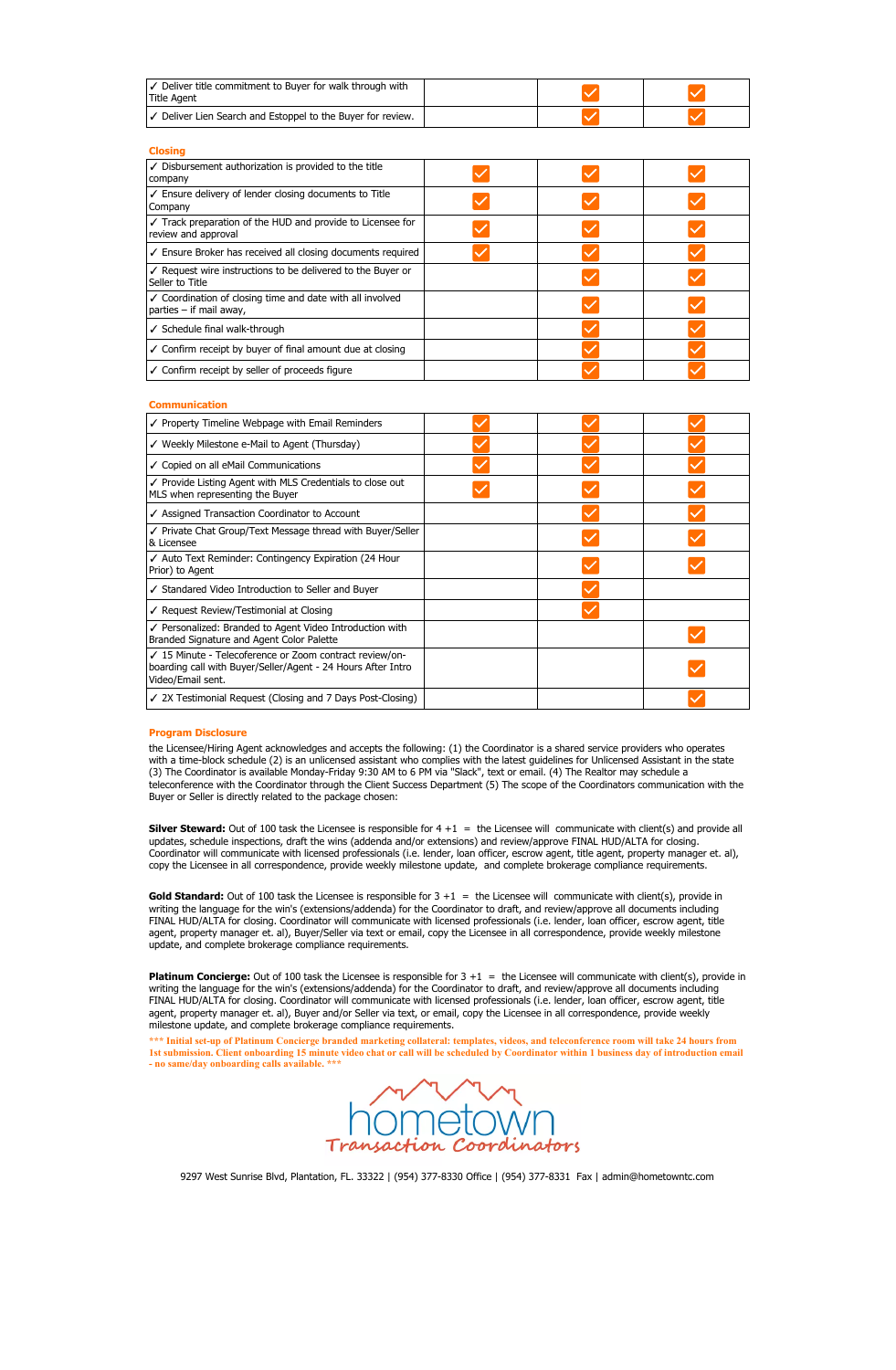| | | | |
|---|---|---|---|
| ✓ Deliver title commitment to Buyer for walk through with Title Agent | | ✓ | ✓ |
| ✓ Deliver Lien Search and Estoppel to the Buyer for review. | | ✓ | ✓ |

### Closing

| | | | |
|---|---|---|---|
| ✓ Disbursement authorization is provided to the title company | ✓ | ✓ | ✓ |
| ✓ Ensure delivery of lender closing documents to Title Company | ✓ | ✓ | ✓ |
| ✓ Track preparation of the HUD and provide to Licensee for review and approval | ✓ | ✓ | ✓ |
| ✓ Ensure Broker has received all closing documents required | ✓ | ✓ | ✓ |
| ✓ Request wire instructions to be delivered to the Buyer or Seller to Title | | ✓ | ✓ |
| ✓ Coordination of closing time and date with all involved parties – if mail away, | | ✓ | ✓ |
| ✓ Schedule final walk-through | | ✓ | ✓ |
| ✓ Confirm receipt by buyer of final amount due at closing | | ✓ | ✓ |
| ✓ Confirm receipt by seller of proceeds figure | | ✓ | ✓ |

### Communication

| | | | |
|---|---|---|---|
| ✓ Property Timeline Webpage with Email Reminders | ✓ | ✓ | ✓ |
| ✓ Weekly Milestone e-Mail to Agent (Thursday) | ✓ | ✓ | ✓ |
| ✓ Copied on all eMail Communications | ✓ | ✓ | ✓ |
| ✓ Provide Listing Agent with MLS Credentials to close out MLS when representing the Buyer | ✓ | ✓ | ✓ |
| ✓ Assigned Transaction Coordinator to Account | | ✓ | ✓ |
| ✓ Private Chat Group/Text Message thread with Buyer/Seller & Licensee | | ✓ | ✓ |
| ✓ Auto Text Reminder: Contingency Expiration (24 Hour Prior) to Agent | | ✓ | ✓ |
| ✓ Standared Video Introduction to Seller and Buyer | | ✓ | |
| ✓ Request Review/Testimonial at Closing | | ✓ | |
| ✓ Personalized: Branded to Agent Video Introduction with Branded Signature and Agent Color Palette | | | ✓ |
| ✓ 15 Minute - Telecoference or Zoom contract review/on-boarding call with Buyer/Seller/Agent - 24 Hours After Intro Video/Email sent. | | | ✓ |
| ✓ 2X Testimonial Request (Closing and 7 Days Post-Closing) | | | ✓ |

### Program Disclosure

the Licensee/Hiring Agent acknowledges and accepts the following: (1) the Coordinator is a shared service providers who operates with a time-block schedule (2) is an unlicensed assistant who complies with the latest guidelines for Unlicensed Assistant in the state (3) The Coordinator is available Monday-Friday 9:30 AM to 6 PM via "Slack", text or email. (4) The Realtor may schedule a teleconference with the Coordinator through the Client Success Department (5) The scope of the Coordinators communication with the Buyer or Seller is directly related to the package chosen:

**Silver Steward:** Out of 100 task the Licensee is responsible for 4 +1 = the Licensee will communicate with client(s) and provide all updates, schedule inspections, draft the wins (addenda and/or extensions) and review/approve FINAL HUD/ALTA for closing. Coordinator will communicate with licensed professionals (i.e. lender, loan officer, escrow agent, title agent, property manager et. al), copy the Licensee in all correspondence, provide weekly milestone update, and complete brokerage compliance requirements.

**Gold Standard:** Out of 100 task the Licensee is responsible for 3 +1 = the Licensee will communicate with client(s), provide in writing the language for the win's (extensions/addenda) for the Coordinator to draft, and review/approve all documents including FINAL HUD/ALTA for closing. Coordinator will communicate with licensed professionals (i.e. lender, loan officer, escrow agent, title agent, property manager et. al), Buyer/Seller via text or email, copy the Licensee in all correspondence, provide weekly milestone update, and complete brokerage compliance requirements.

**Platinum Concierge:** Out of 100 task the Licensee is responsible for 3 +1 = the Licensee will communicate with client(s), provide in writing the language for the win's (extensions/addenda) for the Coordinator to draft, and review/approve all documents including FINAL HUD/ALTA for closing. Coordinator will communicate with licensed professionals (i.e. lender, loan officer, escrow agent, title agent, property manager et. al), Buyer and/or Seller via text, or email, copy the Licensee in all correspondence, provide weekly milestone update, and complete brokerage compliance requirements.

**\*\*\* Initial set-up of Platinum Concierge branded marketing collateral: templates, videos, and teleconference room will take 24 hours from 1st submission. Client onboarding 15 minute video chat or call will be scheduled by Coordinator within 1 business day of introduction email - no same/day onboarding calls available. \*\*\***

hometown
Transaction Coordinators

9297 West Sunrise Blvd, Plantation, FL. 33322 | (954) 377-8330 Office | (954) 377-8331 Fax | admin@hometowntc.com